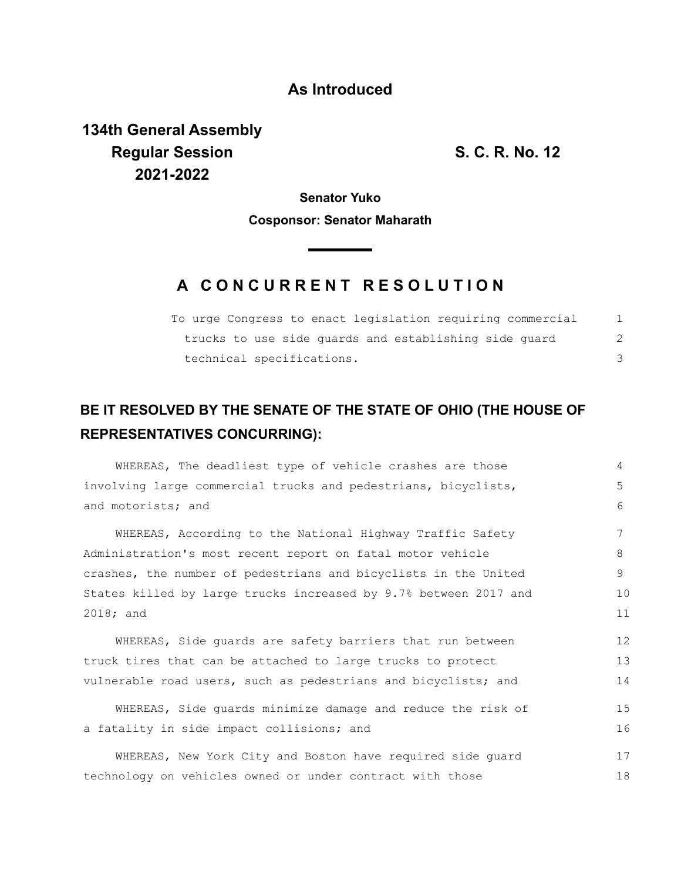**As Introduced**

**134th General Assembly**
**Regular Session**
**2021-2022**

**S. C. R. No. 12**

**Senator Yuko**

**Cosponsor: Senator Maharath**

# A CONCURRENT RESOLUTION

To urge Congress to enact legislation requiring commercial trucks to use side guards and establishing side guard technical specifications.

## BE IT RESOLVED BY THE SENATE OF THE STATE OF OHIO (THE HOUSE OF REPRESENTATIVES CONCURRING):

WHEREAS, The deadliest type of vehicle crashes are those involving large commercial trucks and pedestrians, bicyclists, and motorists; and

WHEREAS, According to the National Highway Traffic Safety Administration's most recent report on fatal motor vehicle crashes, the number of pedestrians and bicyclists in the United States killed by large trucks increased by 9.7% between 2017 and 2018; and

WHEREAS, Side guards are safety barriers that run between truck tires that can be attached to large trucks to protect vulnerable road users, such as pedestrians and bicyclists; and

WHEREAS, Side guards minimize damage and reduce the risk of a fatality in side impact collisions; and

WHEREAS, New York City and Boston have required side guard technology on vehicles owned or under contract with those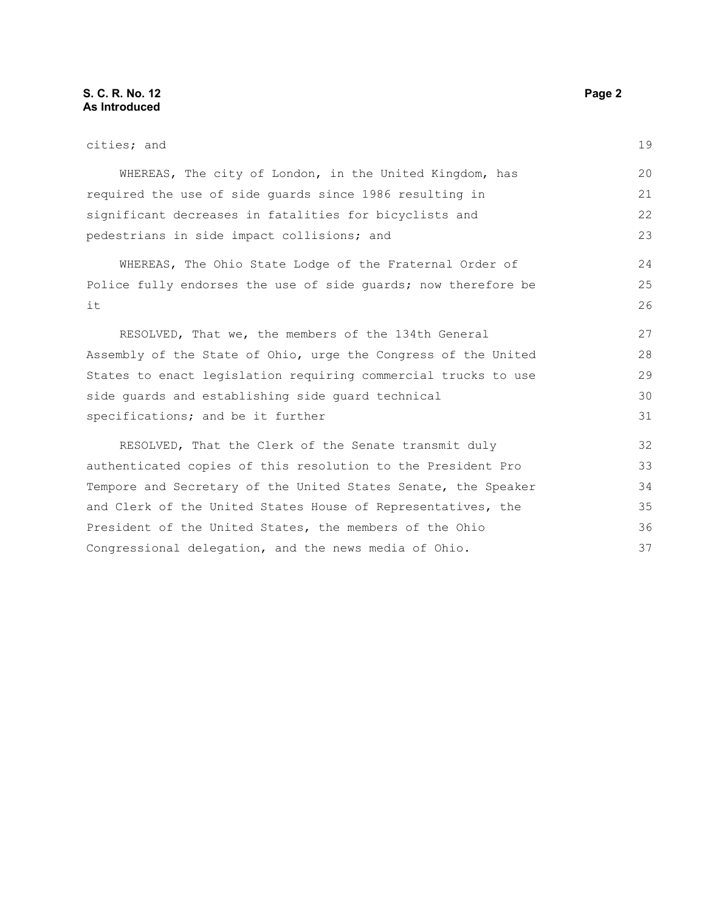cities; and

WHEREAS, The city of London, in the United Kingdom, has required the use of side guards since 1986 resulting in significant decreases in fatalities for bicyclists and pedestrians in side impact collisions; and

WHEREAS, The Ohio State Lodge of the Fraternal Order of Police fully endorses the use of side guards; now therefore be it

RESOLVED, That we, the members of the 134th General Assembly of the State of Ohio, urge the Congress of the United States to enact legislation requiring commercial trucks to use side guards and establishing side guard technical specifications; and be it further

RESOLVED, That the Clerk of the Senate transmit duly authenticated copies of this resolution to the President Pro Tempore and Secretary of the United States Senate, the Speaker and Clerk of the United States House of Representatives, the President of the United States, the members of the Ohio Congressional delegation, and the news media of Ohio.